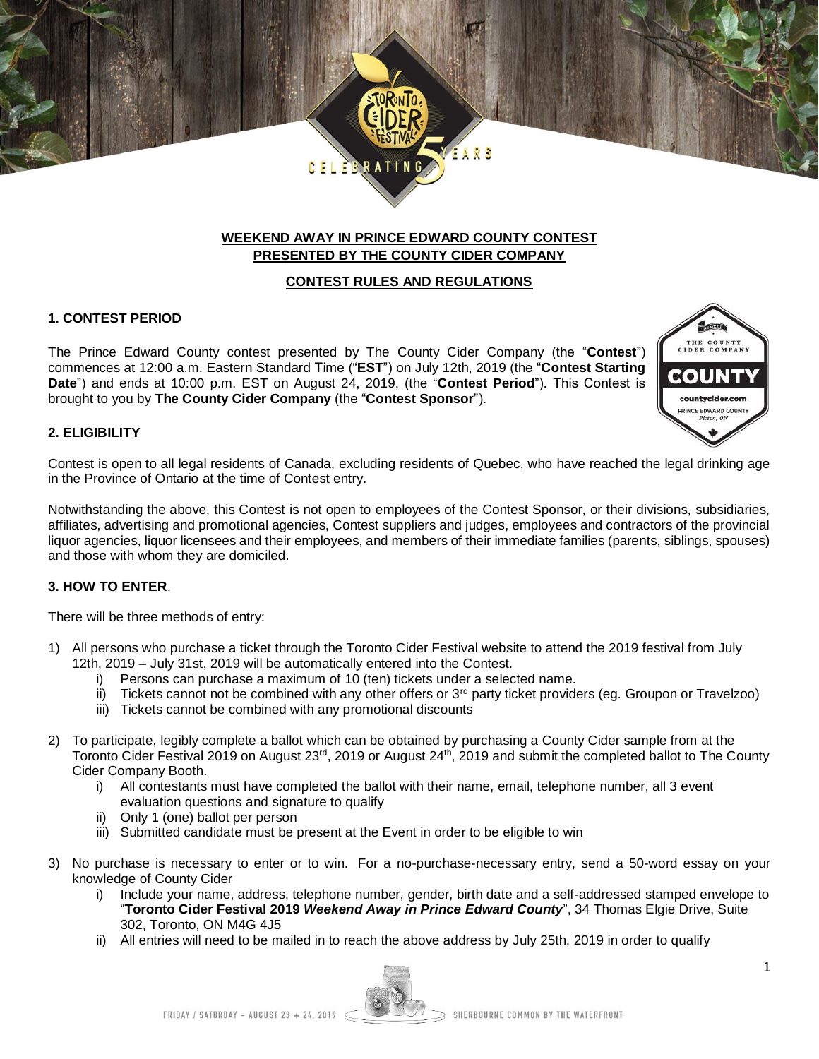## WEEKEND AWAY IN PRINCE EDWARD COUNTY CONTEST
## PRESENTED BY THE COUNTY CIDER COMPANY

## CONTEST RULES AND REGULATIONS

### 1. CONTEST PERIOD

The Prince Edward County contest presented by The County Cider Company (the "**Contest**") commences at 12:00 a.m. Eastern Standard Time ("**EST**") on July 12th, 2019 (the "**Contest Starting Date**") and ends at 10:00 p.m. EST on August 24, 2019, (the "**Contest Period**"). This Contest is brought to you by **The County Cider Company** (the "**Contest Sponsor**").

### 2. ELIGIBILITY

Contest is open to all legal residents of Canada, excluding residents of Quebec, who have reached the legal drinking age in the Province of Ontario at the time of Contest entry.

Notwithstanding the above, this Contest is not open to employees of the Contest Sponsor, or their divisions, subsidiaries, affiliates, advertising and promotional agencies, Contest suppliers and judges, employees and contractors of the provincial liquor agencies, liquor licensees and their employees, and members of their immediate families (parents, siblings, spouses) and those with whom they are domiciled.

### 3. HOW TO ENTER.

There will be three methods of entry:

1) All persons who purchase a ticket through the Toronto Cider Festival website to attend the 2019 festival from July 12th, 2019 – July 31st, 2019 will be automatically entered into the Contest.
   i) Persons can purchase a maximum of 10 (ten) tickets under a selected name.
   ii) Tickets cannot not be combined with any other offers or 3rd party ticket providers (eg. Groupon or Travelzoo)
   iii) Tickets cannot be combined with any promotional discounts

2) To participate, legibly complete a ballot which can be obtained by purchasing a County Cider sample from at the Toronto Cider Festival 2019 on August 23rd, 2019 or August 24th, 2019 and submit the completed ballot to The County Cider Company Booth.
   i) All contestants must have completed the ballot with their name, email, telephone number, all 3 event evaluation questions and signature to qualify
   ii) Only 1 (one) ballot per person
   iii) Submitted candidate must be present at the Event in order to be eligible to win

3) No purchase is necessary to enter or to win. For a no-purchase-necessary entry, send a 50-word essay on your knowledge of County Cider
   i) Include your name, address, telephone number, gender, birth date and a self-addressed stamped envelope to "**Toronto Cider Festival 2019 *Weekend Away in Prince Edward County***", 34 Thomas Elgie Drive, Suite 302, Toronto, ON M4G 4J5
   ii) All entries will need to be mailed in to reach the above address by July 25th, 2019 in order to qualify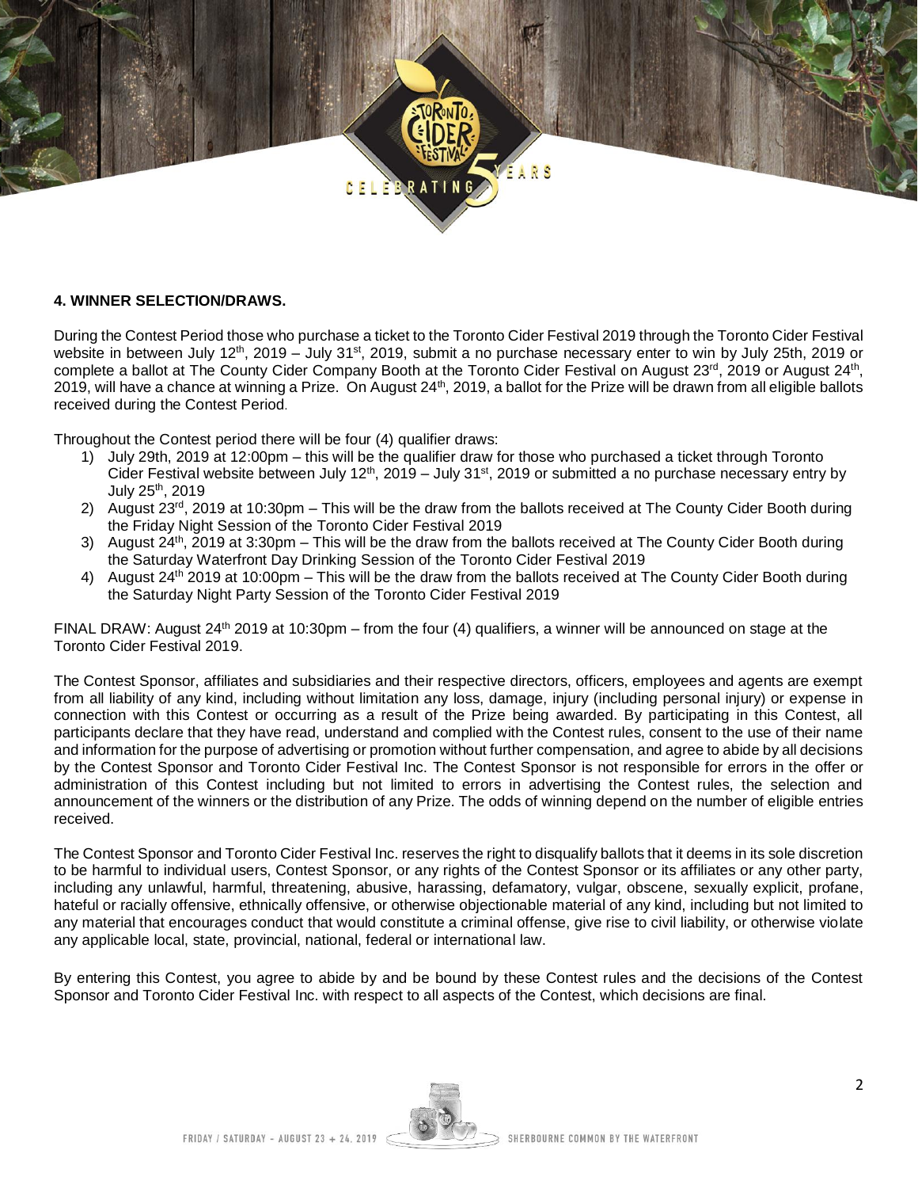### 4. WINNER SELECTION/DRAWS.

During the Contest Period those who purchase a ticket to the Toronto Cider Festival 2019 through the Toronto Cider Festival website in between July 12th, 2019 – July 31st, 2019, submit a no purchase necessary enter to win by July 25th, 2019 or complete a ballot at The County Cider Company Booth at the Toronto Cider Festival on August 23rd, 2019 or August 24th, 2019, will have a chance at winning a Prize. On August 24th, 2019, a ballot for the Prize will be drawn from all eligible ballots received during the Contest Period.

Throughout the Contest period there will be four (4) qualifier draws:

1) July 29th, 2019 at 12:00pm – this will be the qualifier draw for those who purchased a ticket through Toronto Cider Festival website between July 12th, 2019 – July 31st, 2019 or submitted a no purchase necessary entry by July 25th, 2019
2) August 23rd, 2019 at 10:30pm – This will be the draw from the ballots received at The County Cider Booth during the Friday Night Session of the Toronto Cider Festival 2019
3) August 24th, 2019 at 3:30pm – This will be the draw from the ballots received at The County Cider Booth during the Saturday Waterfront Day Drinking Session of the Toronto Cider Festival 2019
4) August 24th 2019 at 10:00pm – This will be the draw from the ballots received at The County Cider Booth during the Saturday Night Party Session of the Toronto Cider Festival 2019

FINAL DRAW: August 24th 2019 at 10:30pm – from the four (4) qualifiers, a winner will be announced on stage at the Toronto Cider Festival 2019.

The Contest Sponsor, affiliates and subsidiaries and their respective directors, officers, employees and agents are exempt from all liability of any kind, including without limitation any loss, damage, injury (including personal injury) or expense in connection with this Contest or occurring as a result of the Prize being awarded. By participating in this Contest, all participants declare that they have read, understand and complied with the Contest rules, consent to the use of their name and information for the purpose of advertising or promotion without further compensation, and agree to abide by all decisions by the Contest Sponsor and Toronto Cider Festival Inc. The Contest Sponsor is not responsible for errors in the offer or administration of this Contest including but not limited to errors in advertising the Contest rules, the selection and announcement of the winners or the distribution of any Prize. The odds of winning depend on the number of eligible entries received.

The Contest Sponsor and Toronto Cider Festival Inc. reserves the right to disqualify ballots that it deems in its sole discretion to be harmful to individual users, Contest Sponsor, or any rights of the Contest Sponsor or its affiliates or any other party, including any unlawful, harmful, threatening, abusive, harassing, defamatory, vulgar, obscene, sexually explicit, profane, hateful or racially offensive, ethnically offensive, or otherwise objectionable material of any kind, including but not limited to any material that encourages conduct that would constitute a criminal offense, give rise to civil liability, or otherwise violate any applicable local, state, provincial, national, federal or international law.

By entering this Contest, you agree to abide by and be bound by these Contest rules and the decisions of the Contest Sponsor and Toronto Cider Festival Inc. with respect to all aspects of the Contest, which decisions are final.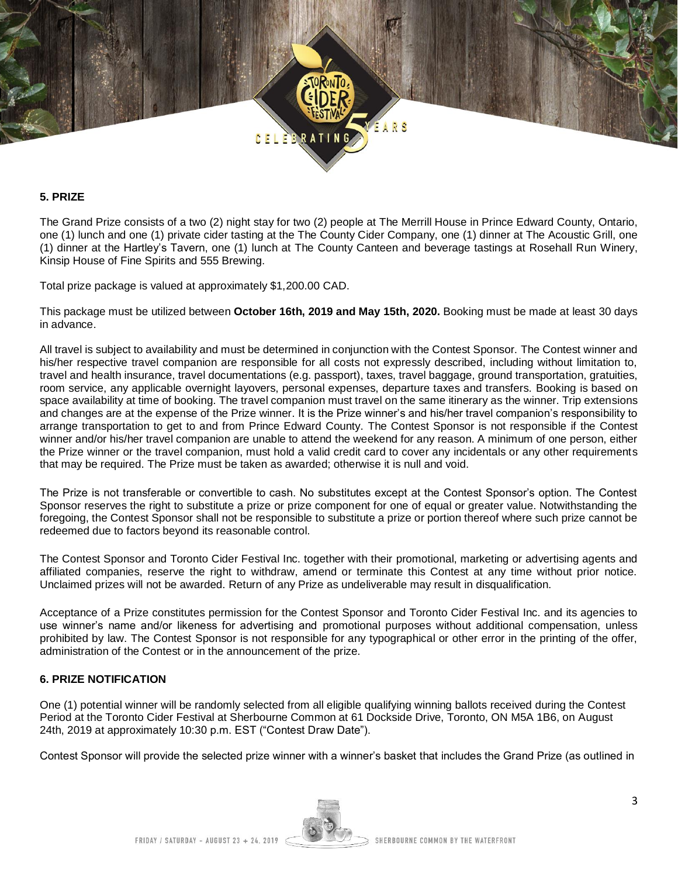### 5. PRIZE

The Grand Prize consists of a two (2) night stay for two (2) people at The Merrill House in Prince Edward County, Ontario, one (1) lunch and one (1) private cider tasting at the The County Cider Company, one (1) dinner at The Acoustic Grill, one (1) dinner at the Hartley's Tavern, one (1) lunch at The County Canteen and beverage tastings at Rosehall Run Winery, Kinsip House of Fine Spirits and 555 Brewing.

Total prize package is valued at approximately $1,200.00 CAD.

This package must be utilized between **October 16th, 2019 and May 15th, 2020.** Booking must be made at least 30 days in advance.

All travel is subject to availability and must be determined in conjunction with the Contest Sponsor. The Contest winner and his/her respective travel companion are responsible for all costs not expressly described, including without limitation to, travel and health insurance, travel documentations (e.g. passport), taxes, travel baggage, ground transportation, gratuities, room service, any applicable overnight layovers, personal expenses, departure taxes and transfers. Booking is based on space availability at time of booking. The travel companion must travel on the same itinerary as the winner. Trip extensions and changes are at the expense of the Prize winner. It is the Prize winner's and his/her travel companion's responsibility to arrange transportation to get to and from Prince Edward County. The Contest Sponsor is not responsible if the Contest winner and/or his/her travel companion are unable to attend the weekend for any reason. A minimum of one person, either the Prize winner or the travel companion, must hold a valid credit card to cover any incidentals or any other requirements that may be required. The Prize must be taken as awarded; otherwise it is null and void.

The Prize is not transferable or convertible to cash. No substitutes except at the Contest Sponsor's option. The Contest Sponsor reserves the right to substitute a prize or prize component for one of equal or greater value. Notwithstanding the foregoing, the Contest Sponsor shall not be responsible to substitute a prize or portion thereof where such prize cannot be redeemed due to factors beyond its reasonable control.

The Contest Sponsor and Toronto Cider Festival Inc. together with their promotional, marketing or advertising agents and affiliated companies, reserve the right to withdraw, amend or terminate this Contest at any time without prior notice. Unclaimed prizes will not be awarded. Return of any Prize as undeliverable may result in disqualification.

Acceptance of a Prize constitutes permission for the Contest Sponsor and Toronto Cider Festival Inc. and its agencies to use winner's name and/or likeness for advertising and promotional purposes without additional compensation, unless prohibited by law. The Contest Sponsor is not responsible for any typographical or other error in the printing of the offer, administration of the Contest or in the announcement of the prize.

### 6. PRIZE NOTIFICATION

One (1) potential winner will be randomly selected from all eligible qualifying winning ballots received during the Contest Period at the Toronto Cider Festival at Sherbourne Common at 61 Dockside Drive, Toronto, ON M5A 1B6, on August 24th, 2019 at approximately 10:30 p.m. EST ("Contest Draw Date").

Contest Sponsor will provide the selected prize winner with a winner's basket that includes the Grand Prize (as outlined in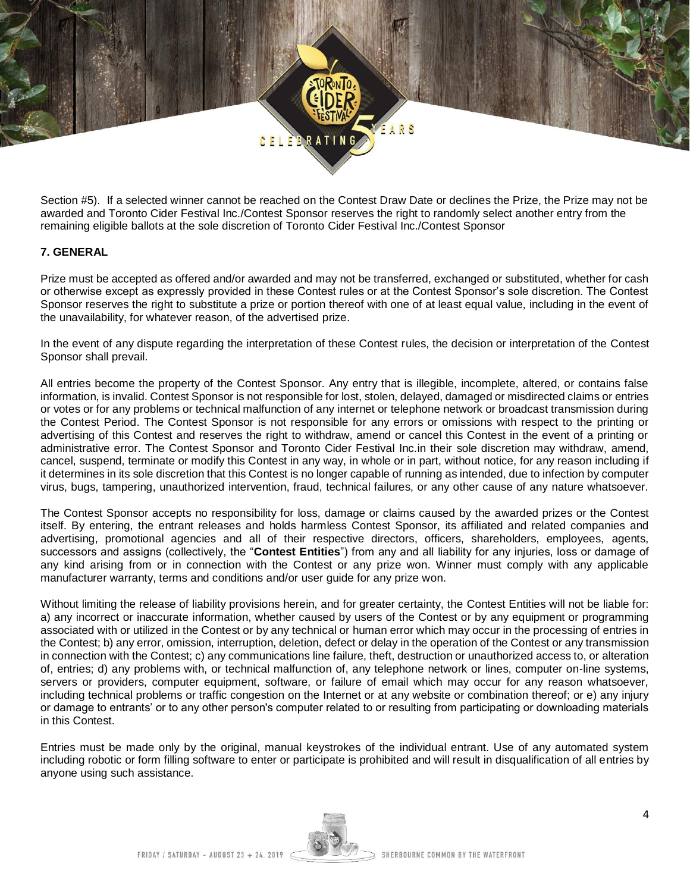Section #5). If a selected winner cannot be reached on the Contest Draw Date or declines the Prize, the Prize may not be awarded and Toronto Cider Festival Inc./Contest Sponsor reserves the right to randomly select another entry from the remaining eligible ballots at the sole discretion of Toronto Cider Festival Inc./Contest Sponsor

**7. GENERAL**

Prize must be accepted as offered and/or awarded and may not be transferred, exchanged or substituted, whether for cash or otherwise except as expressly provided in these Contest rules or at the Contest Sponsor's sole discretion. The Contest Sponsor reserves the right to substitute a prize or portion thereof with one of at least equal value, including in the event of the unavailability, for whatever reason, of the advertised prize.

In the event of any dispute regarding the interpretation of these Contest rules, the decision or interpretation of the Contest Sponsor shall prevail.

All entries become the property of the Contest Sponsor. Any entry that is illegible, incomplete, altered, or contains false information, is invalid. Contest Sponsor is not responsible for lost, stolen, delayed, damaged or misdirected claims or entries or votes or for any problems or technical malfunction of any internet or telephone network or broadcast transmission during the Contest Period. The Contest Sponsor is not responsible for any errors or omissions with respect to the printing or advertising of this Contest and reserves the right to withdraw, amend or cancel this Contest in the event of a printing or administrative error. The Contest Sponsor and Toronto Cider Festival Inc.in their sole discretion may withdraw, amend, cancel, suspend, terminate or modify this Contest in any way, in whole or in part, without notice, for any reason including if it determines in its sole discretion that this Contest is no longer capable of running as intended, due to infection by computer virus, bugs, tampering, unauthorized intervention, fraud, technical failures, or any other cause of any nature whatsoever.

The Contest Sponsor accepts no responsibility for loss, damage or claims caused by the awarded prizes or the Contest itself. By entering, the entrant releases and holds harmless Contest Sponsor, its affiliated and related companies and advertising, promotional agencies and all of their respective directors, officers, shareholders, employees, agents, successors and assigns (collectively, the "**Contest Entities**") from any and all liability for any injuries, loss or damage of any kind arising from or in connection with the Contest or any prize won. Winner must comply with any applicable manufacturer warranty, terms and conditions and/or user guide for any prize won.

Without limiting the release of liability provisions herein, and for greater certainty, the Contest Entities will not be liable for: a) any incorrect or inaccurate information, whether caused by users of the Contest or by any equipment or programming associated with or utilized in the Contest or by any technical or human error which may occur in the processing of entries in the Contest; b) any error, omission, interruption, deletion, defect or delay in the operation of the Contest or any transmission in connection with the Contest; c) any communications line failure, theft, destruction or unauthorized access to, or alteration of, entries; d) any problems with, or technical malfunction of, any telephone network or lines, computer on-line systems, servers or providers, computer equipment, software, or failure of email which may occur for any reason whatsoever, including technical problems or traffic congestion on the Internet or at any website or combination thereof; or e) any injury or damage to entrants' or to any other person's computer related to or resulting from participating or downloading materials in this Contest.

Entries must be made only by the original, manual keystrokes of the individual entrant. Use of any automated system including robotic or form filling software to enter or participate is prohibited and will result in disqualification of all entries by anyone using such assistance.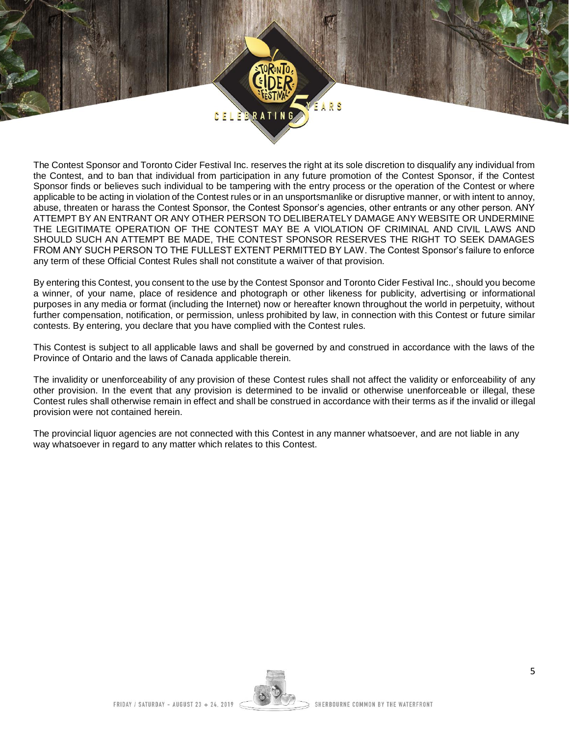The Contest Sponsor and Toronto Cider Festival Inc. reserves the right at its sole discretion to disqualify any individual from the Contest, and to ban that individual from participation in any future promotion of the Contest Sponsor, if the Contest Sponsor finds or believes such individual to be tampering with the entry process or the operation of the Contest or where applicable to be acting in violation of the Contest rules or in an unsportsmanlike or disruptive manner, or with intent to annoy, abuse, threaten or harass the Contest Sponsor, the Contest Sponsor's agencies, other entrants or any other person. ANY ATTEMPT BY AN ENTRANT OR ANY OTHER PERSON TO DELIBERATELY DAMAGE ANY WEBSITE OR UNDERMINE THE LEGITIMATE OPERATION OF THE CONTEST MAY BE A VIOLATION OF CRIMINAL AND CIVIL LAWS AND SHOULD SUCH AN ATTEMPT BE MADE, THE CONTEST SPONSOR RESERVES THE RIGHT TO SEEK DAMAGES FROM ANY SUCH PERSON TO THE FULLEST EXTENT PERMITTED BY LAW. The Contest Sponsor's failure to enforce any term of these Official Contest Rules shall not constitute a waiver of that provision.

By entering this Contest, you consent to the use by the Contest Sponsor and Toronto Cider Festival Inc., should you become a winner, of your name, place of residence and photograph or other likeness for publicity, advertising or informational purposes in any media or format (including the Internet) now or hereafter known throughout the world in perpetuity, without further compensation, notification, or permission, unless prohibited by law, in connection with this Contest or future similar contests. By entering, you declare that you have complied with the Contest rules.

This Contest is subject to all applicable laws and shall be governed by and construed in accordance with the laws of the Province of Ontario and the laws of Canada applicable therein.

The invalidity or unenforceability of any provision of these Contest rules shall not affect the validity or enforceability of any other provision. In the event that any provision is determined to be invalid or otherwise unenforceable or illegal, these Contest rules shall otherwise remain in effect and shall be construed in accordance with their terms as if the invalid or illegal provision were not contained herein.

The provincial liquor agencies are not connected with this Contest in any manner whatsoever, and are not liable in any way whatsoever in regard to any matter which relates to this Contest.